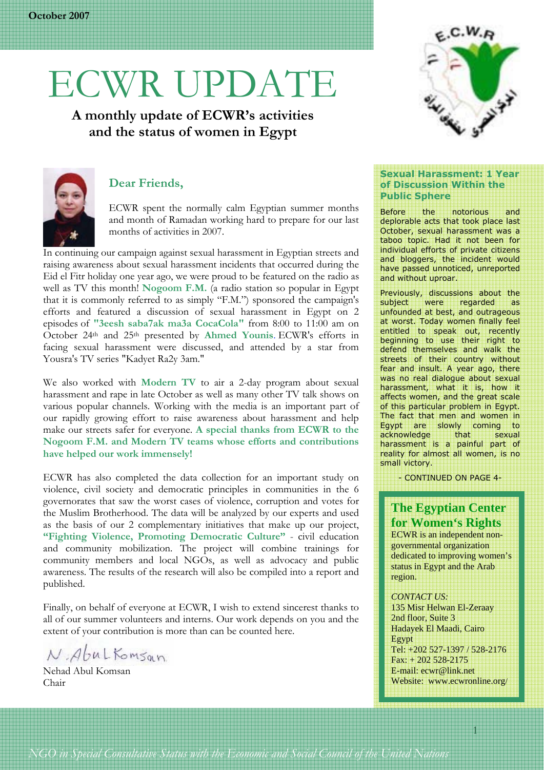October 2007

# ECWR UPDATE

**A monthly update of ECWR's activities and the status of women in Egypt**

## Dear Friends,

ECWR spent the normally calm Egyptian summer months and month of Ramadan working hard to prepare for our last months of activities in 2007.

In continuing our campaign against sexual harassment in Egyptian streets and raising awareness about sexual harassment incidents that occurred during the Eid el Fitr holiday one year ago, we were proud to be featured on the radio as well as TV this month! **Nogoom F.M.** (a radio station so popular in Egypt that it is commonly referred to as simply "F.M.") sponsored the campaign's efforts and featured a discussion of sexual harassment in Egypt on 2 episodes of **"3eesh saba7ak ma3a CocaCola"** from 8:00 to 11:00 am on October 24th and 25th presented by **Ahmed Younis**. ECWR's efforts in facing sexual harassment were discussed, and attended by a star from Yousra's TV series "Kadyet Ra2y 3am."

We also worked with **Modern TV** to air a 2-day program about sexual harassment and rape in late October as well as many other TV talk shows on various popular channels. Working with the media is an important part of our rapidly growing effort to raise awareness about harassment and help make our streets safer for everyone. **A special thanks from ECWR to the Nogoom F.M. and Modern TV teams whose efforts and contributions have helped our work immensely!**

ECWR has also completed the data collection for an important study on violence, civil society and democratic principles in communities in the 6 governorates that saw the worst cases of violence, corruption and votes for the Muslim Brotherhood. The data will be analyzed by our experts and used as the basis of our 2 complementary initiatives that make up our project, **"Fighting Violence, Promoting Democratic Culture"** - civil education and community mobilization. The project will combine trainings for community members and local NGOs, as well as advocacy and public awareness. The results of the research will also be compiled into a report and published.

Finally, on behalf of everyone at ECWR, I wish to extend sincerest thanks to all of our summer volunteers and interns. Our work depends on you and the extent of your contribution is more than can be counted here.

N. Abul Komsan

Nehad Abul Komsan
Chair

### Sexual Harassment: 1 Year of Discussion Within the Public Sphere

Before the notorious and deplorable acts that took place last October, sexual harassment was a taboo topic. Had it not been for individual efforts of private citizens and bloggers, the incident would have passed unnoticed, unreported and without uproar.

Previously, discussions about the subject were regarded as unfounded at best, and outrageous at worst. Today women finally feel entitled to speak out, recently beginning to use their right to defend themselves and walk the streets of their country without fear and insult. A year ago, there was no real dialogue about sexual harassment, what it is, how it affects women, and the great scale of this particular problem in Egypt. The fact that men and women in Egypt are slowly coming to acknowledge that sexual harassment is a painful part of reality for almost all women, is no small victory.

- CONTINUED ON PAGE 4-

### The Egyptian Center for Women's Rights

ECWR is an independent non-governmental organization dedicated to improving women's status in Egypt and the Arab region.

*CONTACT US:*
135 Misr Helwan El-Zeraay
2nd floor, Suite 3
Hadayek El Maadi, Cairo
Egypt
Tel: +202 527-1397 / 528-2176
Fax: + 202 528-2175
E-mail: ecwr@link.net
Website: www.ecwronline.org/

*NGO in Special Consultative Status with the Economic and Social Council of the United Nations*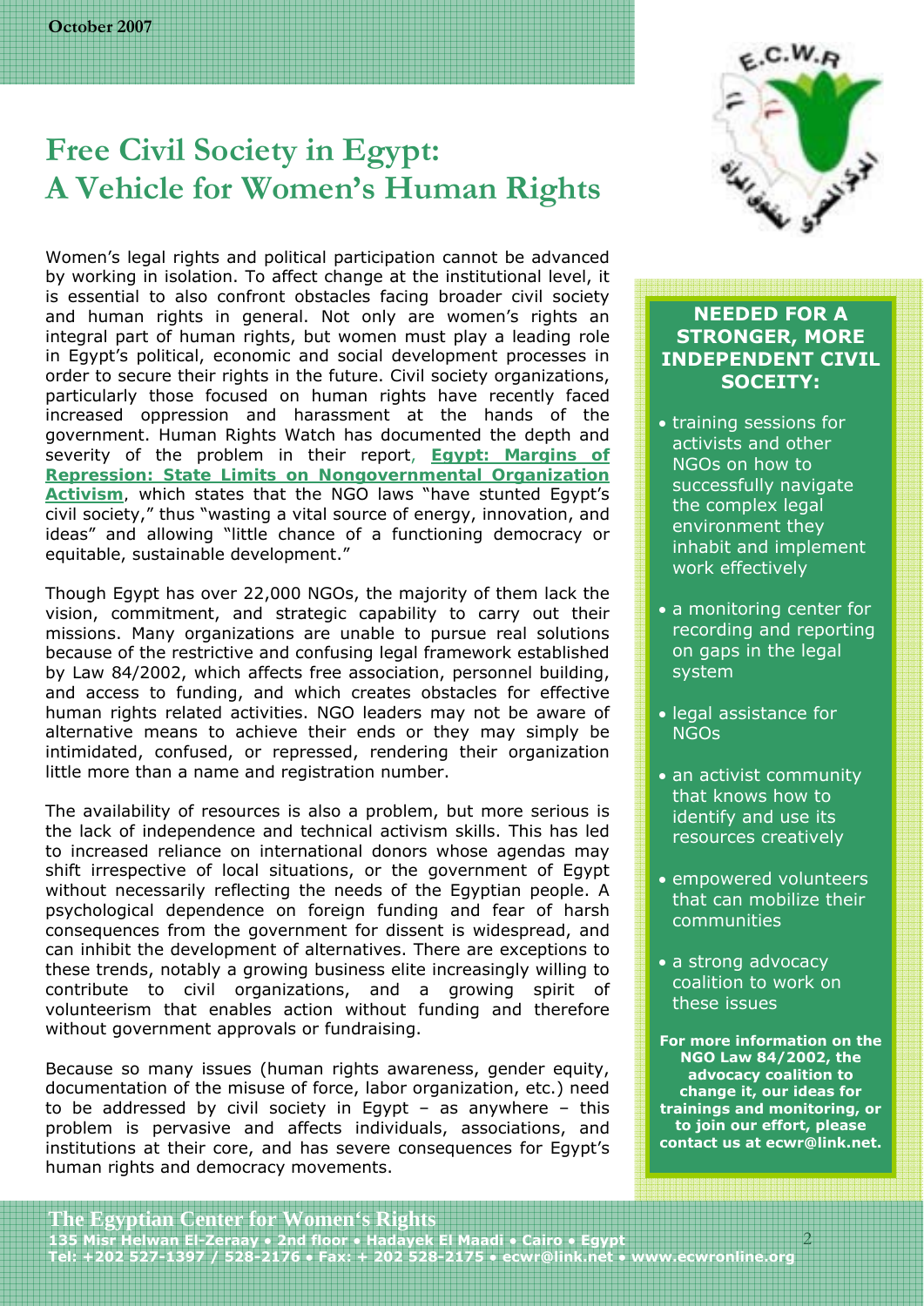# Free Civil Society in Egypt: A Vehicle for Women's Human Rights

Women's legal rights and political participation cannot be advanced by working in isolation. To affect change at the institutional level, it is essential to also confront obstacles facing broader civil society and human rights in general. Not only are women's rights an integral part of human rights, but women must play a leading role in Egypt's political, economic and social development processes in order to secure their rights in the future. Civil society organizations, particularly those focused on human rights have recently faced increased oppression and harassment at the hands of the government. Human Rights Watch has documented the depth and severity of the problem in their report, **Egypt: Margins of Repression: State Limits on Nongovernmental Organization Activism**, which states that the NGO laws "have stunted Egypt's civil society," thus "wasting a vital source of energy, innovation, and ideas" and allowing "little chance of a functioning democracy or equitable, sustainable development."

Though Egypt has over 22,000 NGOs, the majority of them lack the vision, commitment, and strategic capability to carry out their missions. Many organizations are unable to pursue real solutions because of the restrictive and confusing legal framework established by Law 84/2002, which affects free association, personnel building, and access to funding, and which creates obstacles for effective human rights related activities. NGO leaders may not be aware of alternative means to achieve their ends or they may simply be intimidated, confused, or repressed, rendering their organization little more than a name and registration number.

The availability of resources is also a problem, but more serious is the lack of independence and technical activism skills. This has led to increased reliance on international donors whose agendas may shift irrespective of local situations, or the government of Egypt without necessarily reflecting the needs of the Egyptian people. A psychological dependence on foreign funding and fear of harsh consequences from the government for dissent is widespread, and can inhibit the development of alternatives. There are exceptions to these trends, notably a growing business elite increasingly willing to contribute to civil organizations, and a growing spirit of volunteerism that enables action without funding and therefore without government approvals or fundraising.

Because so many issues (human rights awareness, gender equity, documentation of the misuse of force, labor organization, etc.) need to be addressed by civil society in Egypt – as anywhere – this problem is pervasive and affects individuals, associations, and institutions at their core, and has severe consequences for Egypt's human rights and democracy movements.

## NEEDED FOR A STRONGER, MORE INDEPENDENT CIVIL SOCIETY:

- training sessions for activists and other NGOs on how to successfully navigate the complex legal environment they inhabit and implement work effectively
- a monitoring center for recording and reporting on gaps in the legal system
- legal assistance for NGOs
- an activist community that knows how to identify and use its resources creatively
- empowered volunteers that can mobilize their communities
- a strong advocacy coalition to work on these issues

**For more information on the NGO Law 84/2002, the advocacy coalition to change it, our ideas for trainings and monitoring, or to join our effort, please contact us at ecwr@link.net.**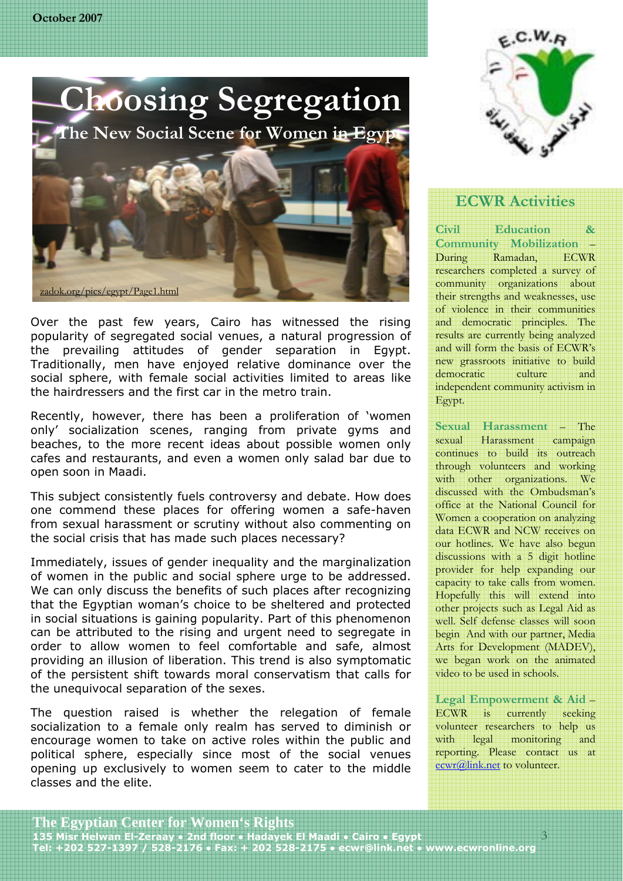# Choosing Segregation

## The New Social Scene for Women in Egypt

zadok.org/pics/egypt/Page1.html

Over the past few years, Cairo has witnessed the rising popularity of segregated social venues, a natural progression of the prevailing attitudes of gender separation in Egypt. Traditionally, men have enjoyed relative dominance over the social sphere, with female social activities limited to areas like the hairdressers and the first car in the metro train.

Recently, however, there has been a proliferation of 'women only' socialization scenes, ranging from private gyms and beaches, to the more recent ideas about possible women only cafes and restaurants, and even a women only salad bar due to open soon in Maadi.

This subject consistently fuels controversy and debate. How does one commend these places for offering women a safe-haven from sexual harassment or scrutiny without also commenting on the social crisis that has made such places necessary?

Immediately, issues of gender inequality and the marginalization of women in the public and social sphere urge to be addressed. We can only discuss the benefits of such places after recognizing that the Egyptian woman's choice to be sheltered and protected in social situations is gaining popularity. Part of this phenomenon can be attributed to the rising and urgent need to segregate in order to allow women to feel comfortable and safe, almost providing an illusion of liberation. This trend is also symptomatic of the persistent shift towards moral conservatism that calls for the unequivocal separation of the sexes.

The question raised is whether the relegation of female socialization to a female only realm has served to diminish or encourage women to take on active roles within the public and political sphere, especially since most of the social venues opening up exclusively to women seem to cater to the middle classes and the elite.

## ECWR Activities

**Civil Education & Community Mobilization** – During Ramadan, ECWR researchers completed a survey of community organizations about their strengths and weaknesses, use of violence in their communities and democratic principles. The results are currently being analyzed and will form the basis of ECWR's new grassroots initiative to build democratic culture and independent community activism in Egypt.

**Sexual Harassment** – The sexual Harassment campaign continues to build its outreach through volunteers and working with other organizations. We discussed with the Ombudsman's office at the National Council for Women a cooperation on analyzing data ECWR and NCW receives on our hotlines. We have also begun discussions with a 5 digit hotline provider for help expanding our capacity to take calls from women. Hopefully this will extend into other projects such as Legal Aid as well. Self defense classes will soon begin And with our partner, Media Arts for Development (MADEV), we began work on the animated video to be used in schools.

**Legal Empowerment & Aid** – ECWR is currently seeking volunteer researchers to help us with legal monitoring and reporting. Please contact us at ecwr@link.net to volunteer.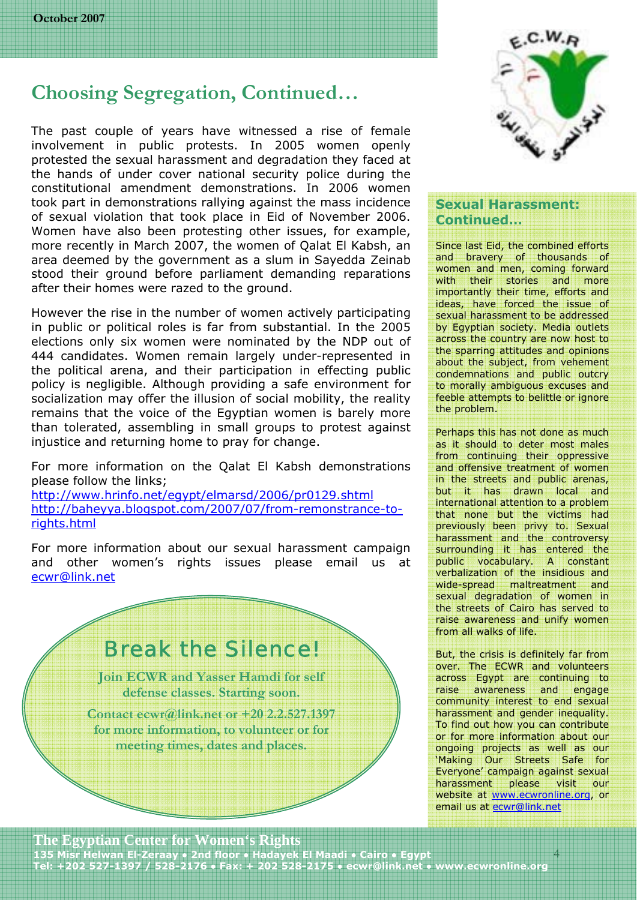## Choosing Segregation, Continued…

The past couple of years have witnessed a rise of female involvement in public protests. In 2005 women openly protested the sexual harassment and degradation they faced at the hands of under cover national security police during the constitutional amendment demonstrations. In 2006 women took part in demonstrations rallying against the mass incidence of sexual violation that took place in Eid of November 2006. Women have also been protesting other issues, for example, more recently in March 2007, the women of Qalat El Kabsh, an area deemed by the government as a slum in Sayedda Zeinab stood their ground before parliament demanding reparations after their homes were razed to the ground.

However the rise in the number of women actively participating in public or political roles is far from substantial. In the 2005 elections only six women were nominated by the NDP out of 444 candidates. Women remain largely under-represented in the political arena, and their participation in effecting public policy is negligible. Although providing a safe environment for socialization may offer the illusion of social mobility, the reality remains that the voice of the Egyptian women is barely more than tolerated, assembling in small groups to protest against injustice and returning home to pray for change.

For more information on the Qalat El Kabsh demonstrations please follow the links;
http://www.hrinfo.net/egypt/elmarsd/2006/pr0129.shtml
http://baheyya.blogspot.com/2007/07/from-remonstrance-to-rights.html

For more information about our sexual harassment campaign and other women's rights issues please email us at ecwr@link.net

## Break the Silence!

**Join ECWR and Yasser Hamdi for self defense classes. Starting soon.**

**Contact ecwr@link.net or +20 2.2.527.1397 for more information, to volunteer or for meeting times, dates and places.**

## Sexual Harassment: Continued…

Since last Eid, the combined efforts and bravery of thousands of women and men, coming forward with their stories and more importantly their time, efforts and ideas, have forced the issue of sexual harassment to be addressed by Egyptian society. Media outlets across the country are now host to the sparring attitudes and opinions about the subject, from vehement condemnations and public outcry to morally ambiguous excuses and feeble attempts to belittle or ignore the problem.

Perhaps this has not done as much as it should to deter most males from continuing their oppressive and offensive treatment of women in the streets and public arenas, but it has drawn local and international attention to a problem that none but the victims had previously been privy to. Sexual harassment and the controversy surrounding it has entered the public vocabulary. A constant verbalization of the insidious and wide-spread maltreatment and sexual degradation of women in the streets of Cairo has served to raise awareness and unify women from all walks of life.

But, the crisis is definitely far from over. The ECWR and volunteers across Egypt are continuing to raise awareness and engage community interest to end sexual harassment and gender inequality. To find out how you can contribute or for more information about our ongoing projects as well as our 'Making Our Streets Safe for Everyone' campaign against sexual harassment please visit our website at www.ecwronline.org, or email us at ecwr@link.net

**The Egyptian Center for Women's Rights**
**135 Misr Helwan El-Zeraay • 2nd floor • Hadayek El Maadi • Cairo • Egypt**
**Tel: +202 527-1397 / 528-2176 • Fax: + 202 528-2175 • ecwr@link.net • www.ecwronline.org**